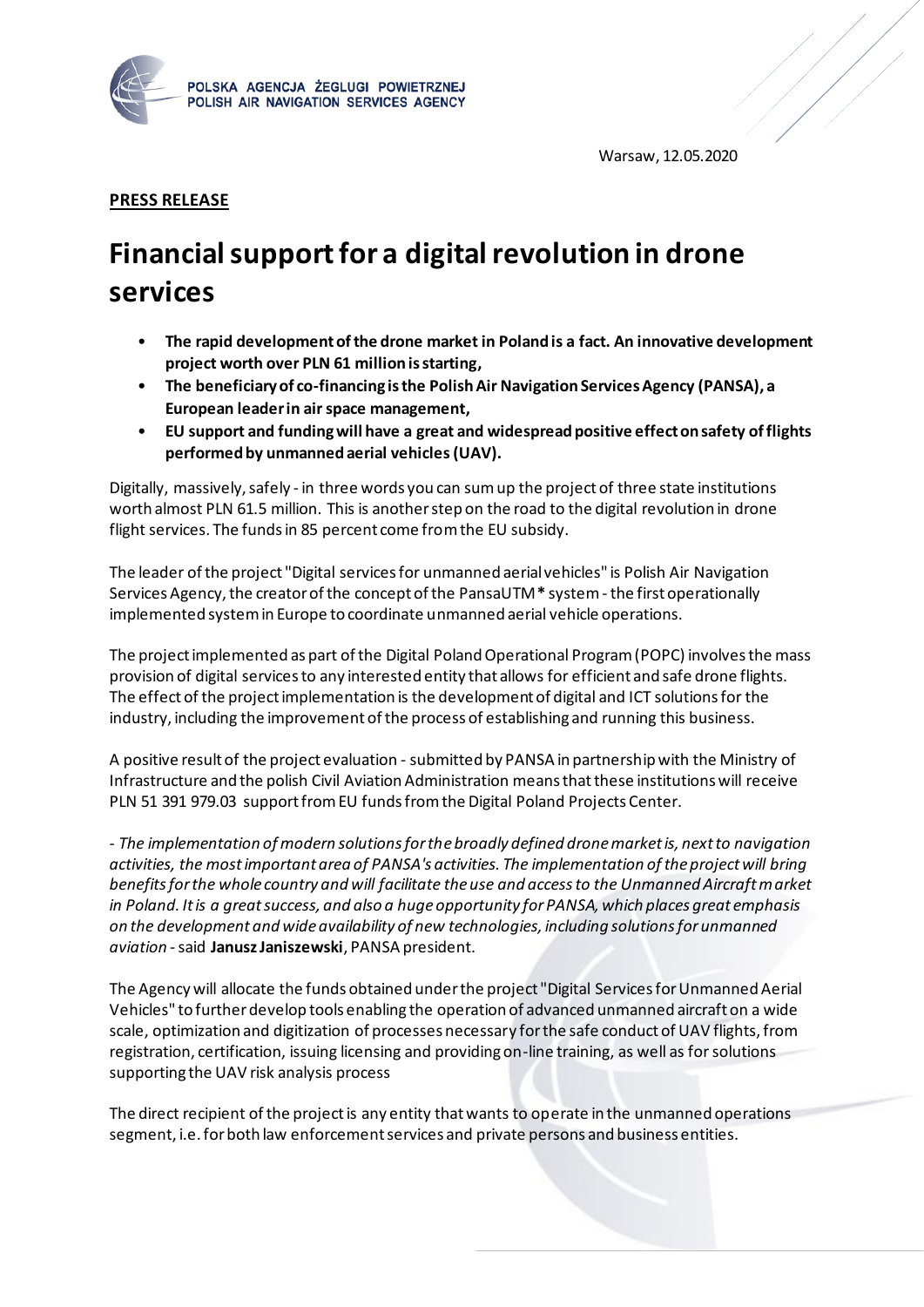POLSKA AGENCJA ŻEGLUGI POWIETRZNEJ
POLISH AIR NAVIGATION SERVICES AGENCY

Warsaw, 12.05.2020

**PRESS RELEASE**

# Financial support for a digital revolution in drone services

- **The rapid development of the drone market in Poland is a fact. An innovative development project worth over PLN 61 million is starting,**
- **The beneficiary of co-financing is the Polish Air Navigation Services Agency (PANSA), a European leader in air space management,**
- **EU support and funding will have a great and widespread positive effect on safety of flights performed by unmanned aerial vehicles (UAV).**

Digitally, massively, safely - in three words you can sum up the project of three state institutions worth almost PLN 61.5 million. This is another step on the road to the digital revolution in drone flight services. The funds in 85 percent come from the EU subsidy.

The leader of the project "Digital services for unmanned aerial vehicles" is Polish Air Navigation Services Agency, the creator of the concept of the PansaUTM**\*** system - the first operationally implemented system in Europe to coordinate unmanned aerial vehicle operations.

The project implemented as part of the Digital Poland Operational Program (POPC) involves the mass provision of digital services to any interested entity that allows for efficient and safe drone flights. The effect of the project implementation is the development of digital and ICT solutions for the industry, including the improvement of the process of establishing and running this business.

A positive result of the project evaluation - submitted by PANSA in partnership with the Ministry of Infrastructure and the polish Civil Aviation Administration means that these institutions will receive PLN 51 391 979.03 support from EU funds from the Digital Poland Projects Center.

*- The implementation of modern solutions for the broadly defined drone market is, next to navigation activities, the most important area of PANSA's activities. The implementation of the project will bring benefits for the whole country and will facilitate the use and access to the Unmanned Aircraft market in Poland. It is a great success, and also a huge opportunity for PANSA, which places great emphasis on the development and wide availability of new technologies, including solutions for unmanned aviation* - said **Janusz Janiszewski**, PANSA president.

The Agency will allocate the funds obtained under the project "Digital Services for Unmanned Aerial Vehicles" to further develop tools enabling the operation of advanced unmanned aircraft on a wide scale, optimization and digitization of processes necessary for the safe conduct of UAV flights, from registration, certification, issuing licensing and providing on-line training, as well as for solutions supporting the UAV risk analysis process

The direct recipient of the project is any entity that wants to operate in the unmanned operations segment, i.e. for both law enforcement services and private persons and business entities.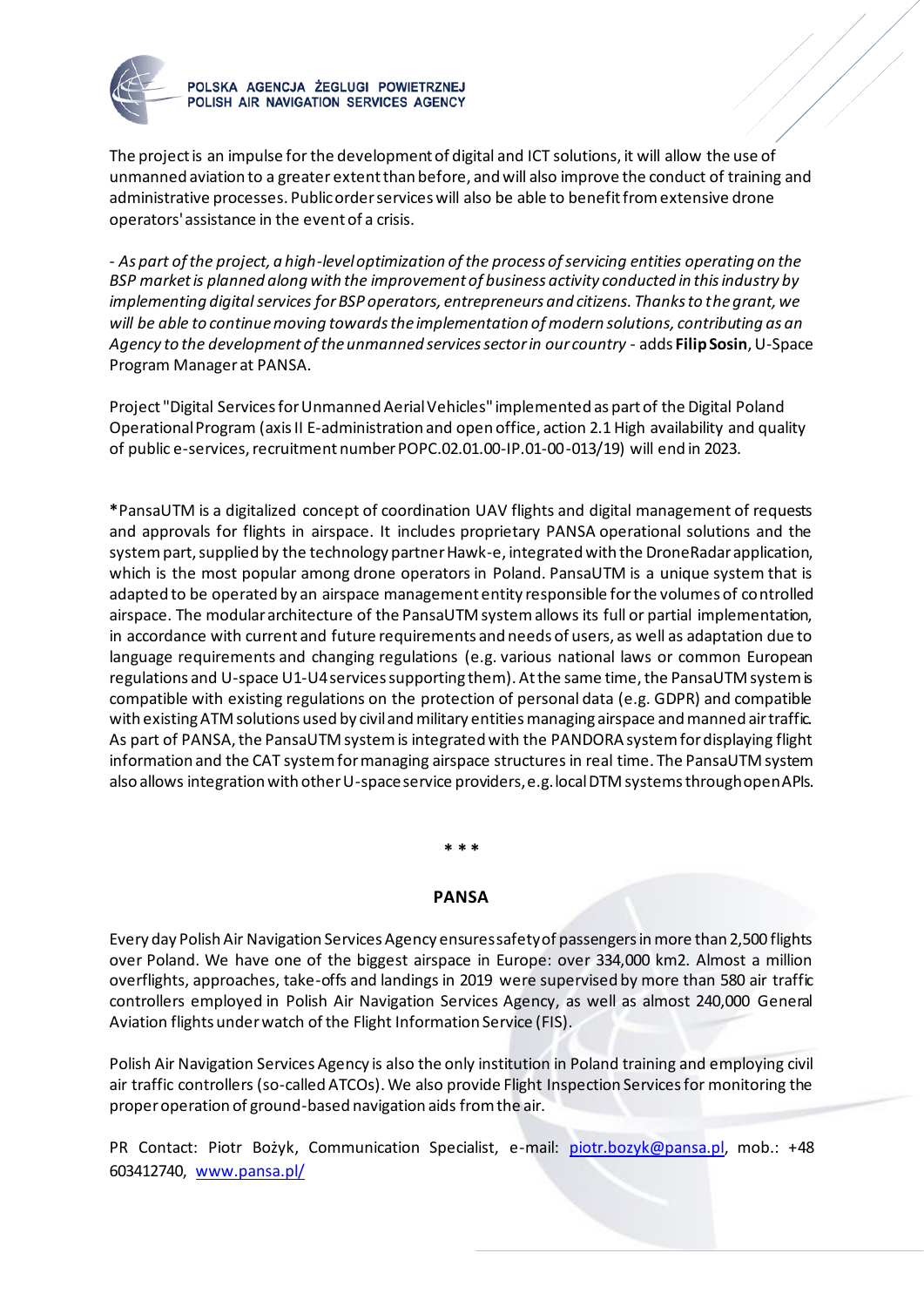The project is an impulse for the development of digital and ICT solutions, it will allow the use of unmanned aviation to a greater extent than before, and will also improve the conduct of training and administrative processes. Public order services will also be able to benefit from extensive drone operators' assistance in the event of a crisis.

*- As part of the project, a high-level optimization of the process of servicing entities operating on the BSP market is planned along with the improvement of business activity conducted in this industry by implementing digital services for BSP operators, entrepreneurs and citizens. Thanks to the grant, we will be able to continue moving towards the implementation of modern solutions, contributing as an Agency to the development of the unmanned services sector in our country* - adds **Filip Sosin**, U-Space Program Manager at PANSA.

Project "Digital Services for Unmanned Aerial Vehicles" implemented as part of the Digital Poland Operational Program (axis II E-administration and open office, action 2.1 High availability and quality of public e-services, recruitment number POPC.02.01.00-IP.01-00-013/19) will end in 2023.

**\***PansaUTM is a digitalized concept of coordination UAV flights and digital management of requests and approvals for flights in airspace. It includes proprietary PANSA operational solutions and the system part, supplied by the technology partner Hawk-e, integrated with the DroneRadar application, which is the most popular among drone operators in Poland. PansaUTM is a unique system that is adapted to be operated by an airspace management entity responsible for the volumes of controlled airspace. The modular architecture of the PansaUTM system allows its full or partial implementation, in accordance with current and future requirements and needs of users, as well as adaptation due to language requirements and changing regulations (e.g. various national laws or common European regulations and U-space U1-U4 services supporting them). At the same time, the PansaUTM system is compatible with existing regulations on the protection of personal data (e.g. GDPR) and compatible with existing ATM solutions used by civil and military entities managing airspace and manned air traffic. As part of PANSA, the PansaUTM system is integrated with the PANDORA system for displaying flight information and the CAT system for managing airspace structures in real time. The PansaUTM system also allows integration with other U-space service providers, e.g. local DTM systems through open APIs.

\* \* \*

## PANSA

Every day Polish Air Navigation Services Agency ensures safety of passengers in more than 2,500 flights over Poland. We have one of the biggest airspace in Europe: over 334,000 km2. Almost a million overflights, approaches, take-offs and landings in 2019 were supervised by more than 580 air traffic controllers employed in Polish Air Navigation Services Agency, as well as almost 240,000 General Aviation flights under watch of the Flight Information Service (FIS).

Polish Air Navigation Services Agency is also the only institution in Poland training and employing civil air traffic controllers (so-called ATCOs). We also provide Flight Inspection Services for monitoring the proper operation of ground-based navigation aids from the air.

PR Contact: Piotr Bożyk, Communication Specialist, e-mail: piotr.bozyk@pansa.pl, mob.: +48 603412740, www.pansa.pl/